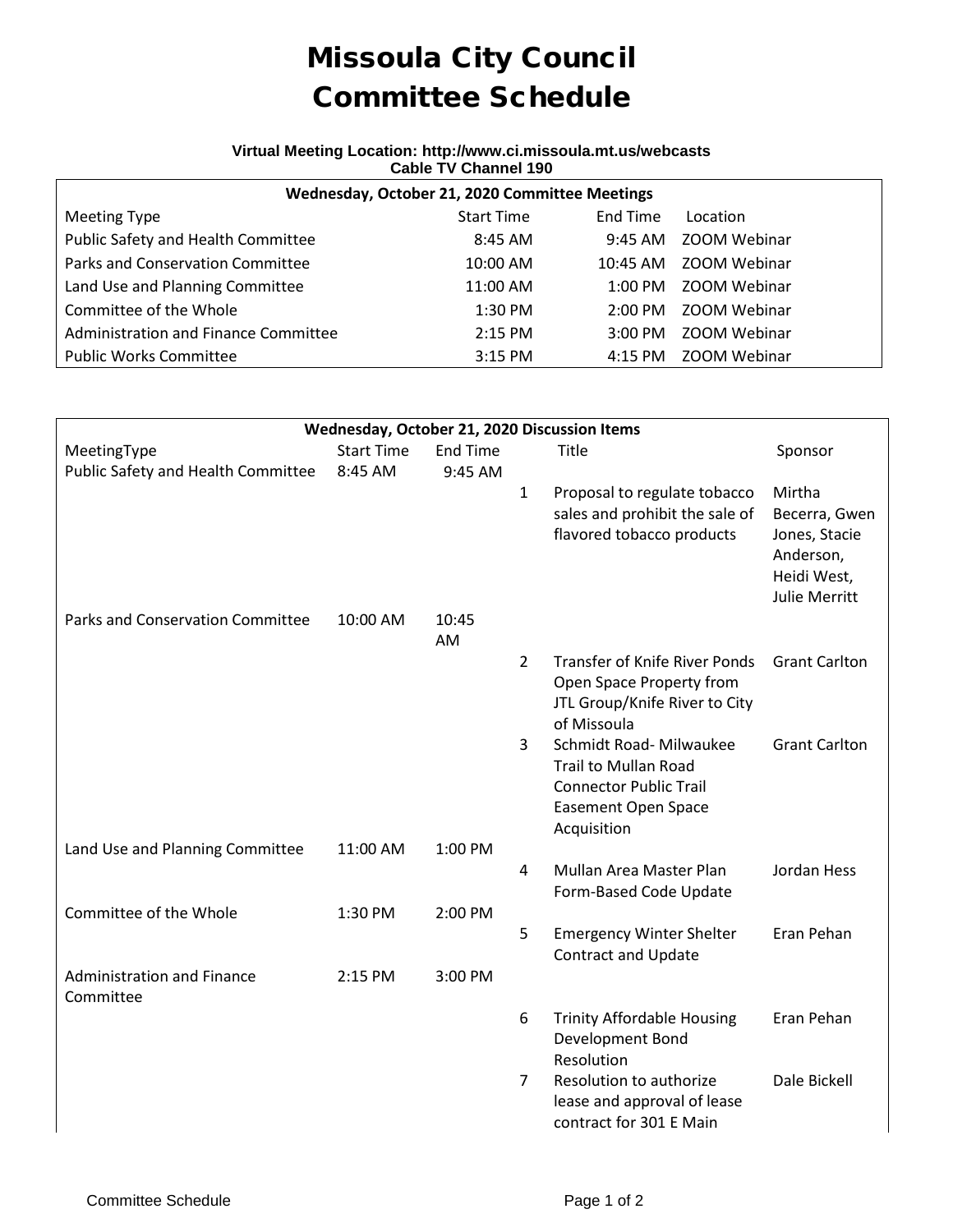# Missoula City Council Committee Schedule

**Virtual Meeting Location: http://www.ci.missoula.mt.us/webcasts**
**Cable TV Channel 190**

| Wednesday, October 21, 2020 Committee Meetings | | | |
|---|---|---|---|
| Meeting Type | Start Time | End Time | Location |
| Public Safety and Health Committee | 8:45 AM | 9:45 AM | ZOOM Webinar |
| Parks and Conservation Committee | 10:00 AM | 10:45 AM | ZOOM Webinar |
| Land Use and Planning Committee | 11:00 AM | 1:00 PM | ZOOM Webinar |
| Committee of the Whole | 1:30 PM | 2:00 PM | ZOOM Webinar |
| Administration and Finance Committee | 2:15 PM | 3:00 PM | ZOOM Webinar |
| Public Works Committee | 3:15 PM | 4:15 PM | ZOOM Webinar |

| Wednesday, October 21, 2020 Discussion Items | | | | | |
|---|---|---|---|---|---|
| MeetingType | Start Time | End Time | | Title | Sponsor |
| Public Safety and Health Committee | 8:45 AM | 9:45 AM | | | |
| | | | 1 | Proposal to regulate tobacco sales and prohibit the sale of flavored tobacco products | Mirtha Becerra, Gwen Jones, Stacie Anderson, Heidi West, Julie Merritt |
| Parks and Conservation Committee | 10:00 AM | 10:45 AM | | | |
| | | | 2 | Transfer of Knife River Ponds Open Space Property from JTL Group/Knife River to City of Missoula | Grant Carlton |
| | | | 3 | Schmidt Road- Milwaukee Trail to Mullan Road Connector Public Trail Easement Open Space Acquisition | Grant Carlton |
| Land Use and Planning Committee | 11:00 AM | 1:00 PM | | | |
| | | | 4 | Mullan Area Master Plan Form-Based Code Update | Jordan Hess |
| Committee of the Whole | 1:30 PM | 2:00 PM | | | |
| | | | 5 | Emergency Winter Shelter Contract and Update | Eran Pehan |
| Administration and Finance Committee | 2:15 PM | 3:00 PM | | | |
| | | | 6 | Trinity Affordable Housing Development Bond Resolution | Eran Pehan |
| | | | 7 | Resolution to authorize lease and approval of lease contract for 301 E Main | Dale Bickell |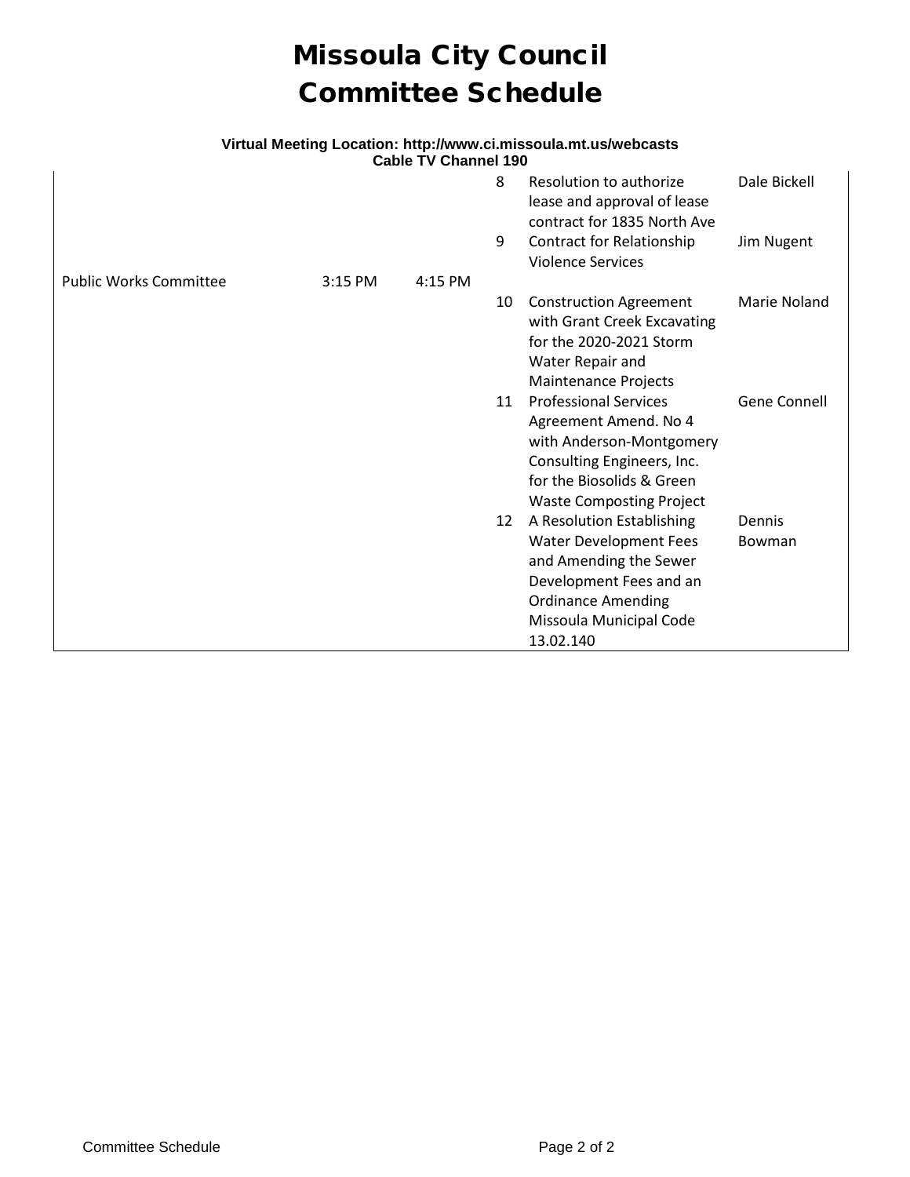# Missoula City Council
# Committee Schedule

**Virtual Meeting Location: http://www.ci.missoula.mt.us/webcasts**
**Cable TV Channel 190**

| | | | | | |
|---|---|---|---|---|---|
| | | | 8 | Resolution to authorize lease and approval of lease contract for 1835 North Ave | Dale Bickell |
| | | | 9 | Contract for Relationship Violence Services | Jim Nugent |
| Public Works Committee | 3:15 PM | 4:15 PM | | | |
| | | | 10 | Construction Agreement with Grant Creek Excavating for the 2020-2021 Storm Water Repair and Maintenance Projects | Marie Noland |
| | | | 11 | Professional Services Agreement Amend. No 4 with Anderson-Montgomery Consulting Engineers, Inc. for the Biosolids & Green Waste Composting Project | Gene Connell |
| | | | 12 | A Resolution Establishing Water Development Fees and Amending the Sewer Development Fees and an Ordinance Amending Missoula Municipal Code 13.02.140 | Dennis Bowman |